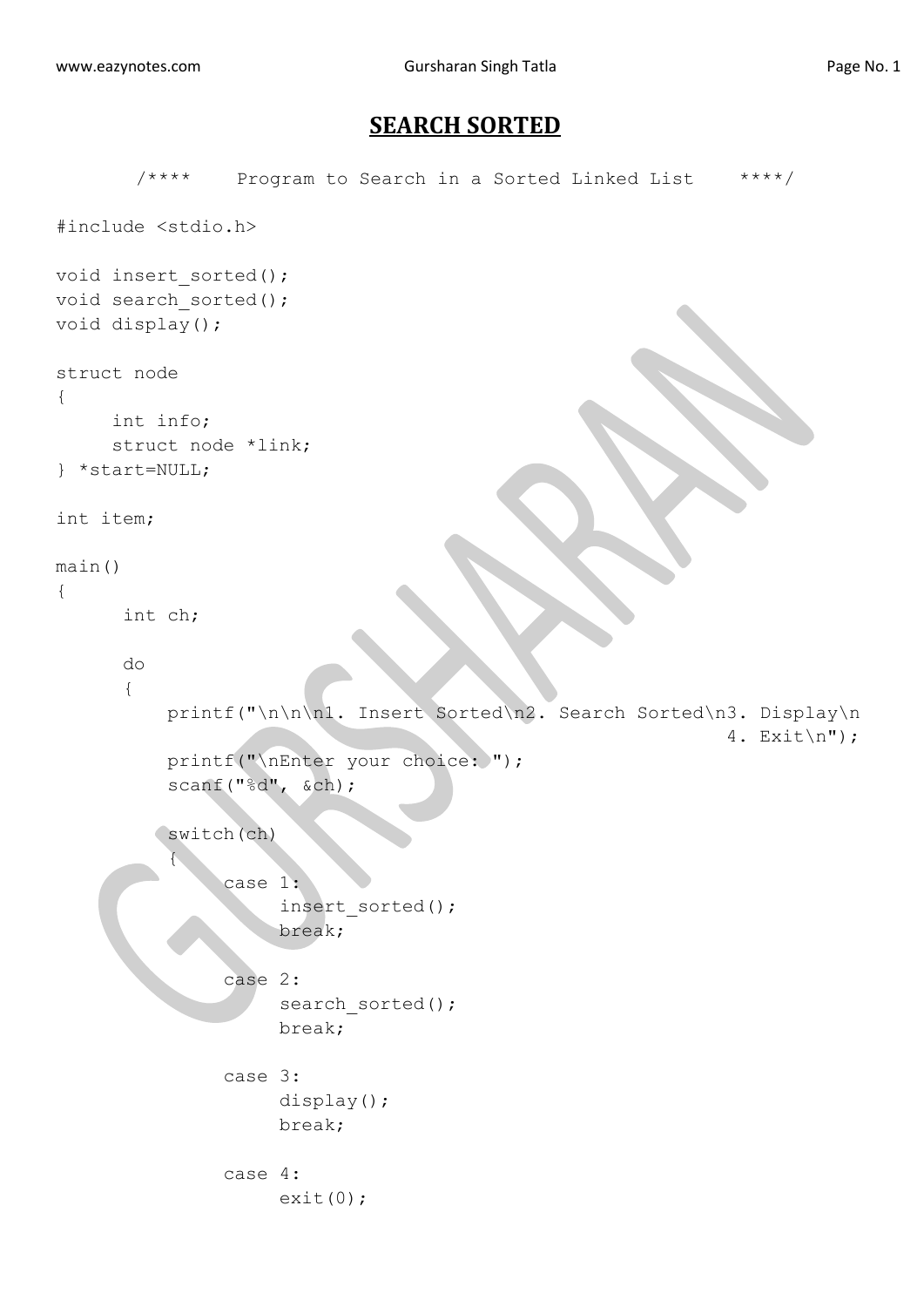# SEARCH SORTED

```
        /****    Program to Search in a Sorted Linked List    ****/

#include <stdio.h>

void insert_sorted();
void search_sorted();
void display();

struct node
{
     int info;
     struct node *link;
} *start=NULL;

int item;

main()
{
      int ch;

      do
      {
          printf("\n\n\n1. Insert Sorted\n2. Search Sorted\n3. Display\n
                                                                 4. Exit\n");
          printf("\nEnter your choice: ");
          scanf("%d", &ch);

          switch(ch)
          {
               case 1:
                    insert_sorted();
                    break;

               case 2:
                    search_sorted();
                    break;

               case 3:
                    display();
                    break;

               case 4:
                    exit(0);
```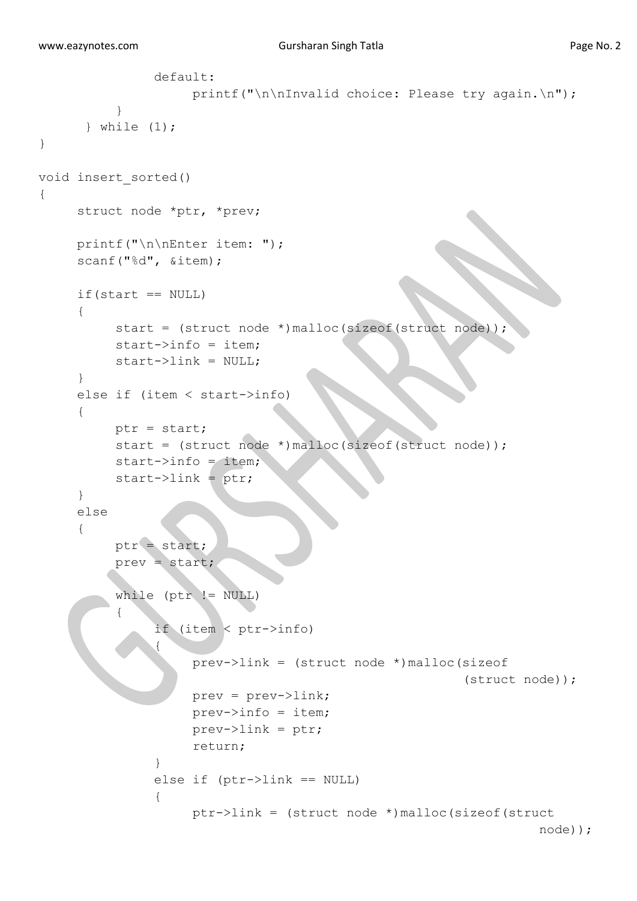```
                default:
                     printf("\n\nInvalid choice: Please try again.\n");
           }
      } while (1);
}

void insert_sorted()
{
     struct node *ptr, *prev;

     printf("\n\nEnter item: ");
     scanf("%d", &item);

     if(start == NULL)
     {
          start = (struct node *)malloc(sizeof(struct node));
          start->info = item;
          start->link = NULL;
     }
     else if (item < start->info)
     {
          ptr = start;
          start = (struct node *)malloc(sizeof(struct node));
          start->info = item;
          start->link = ptr;
     }
     else
     {
          ptr = start;
          prev = start;

          while (ptr != NULL)
          {
               if (item < ptr->info)
               {
                    prev->link = (struct node *)malloc(sizeof
                                                   (struct node));
                    prev = prev->link;
                    prev->info = item;
                    prev->link = ptr;
                    return;
               }
               else if (ptr->link == NULL)
               {
                    ptr->link = (struct node *)malloc(sizeof(struct
                                                             node));
```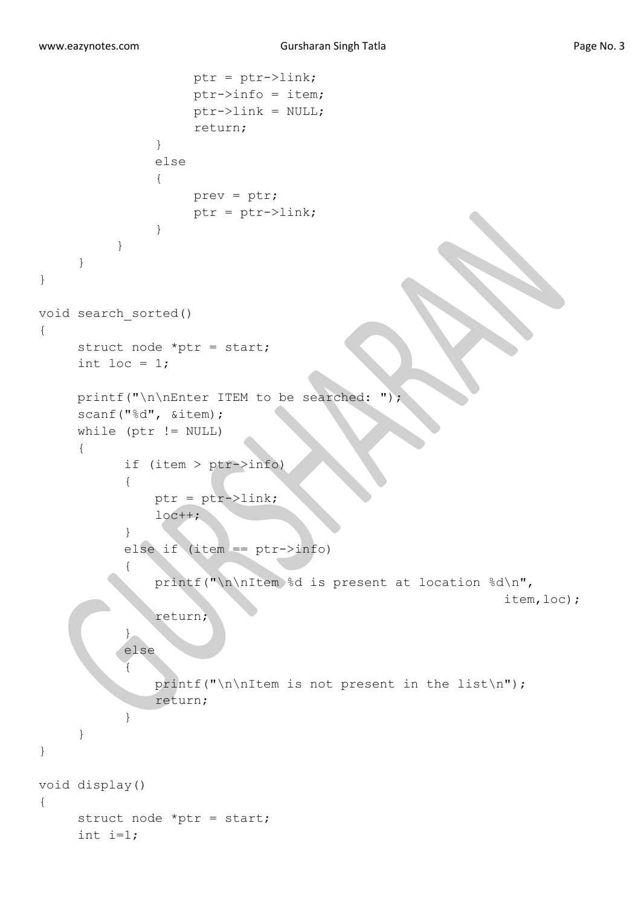```
                    ptr = ptr->link;
                    ptr->info = item;
                    ptr->link = NULL;
                    return;
               }
               else
               {
                    prev = ptr;
                    ptr = ptr->link;
               }
          }
     }
}

void search_sorted()
{
     struct node *ptr = start;
     int loc = 1;

     printf("\n\nEnter ITEM to be searched: ");
     scanf("%d", &item);
     while (ptr != NULL)
     {
           if (item > ptr->info)
           {
               ptr = ptr->link;
               loc++;
           }
           else if (item == ptr->info)
           {
               printf("\n\nItem %d is present at location %d\n",
                                                             item,loc);

               return;
           }
           else
           {
               printf("\n\nItem is not present in the list\n");
               return;
           }
     }
}

void display()
{
     struct node *ptr = start;
     int i=1;
```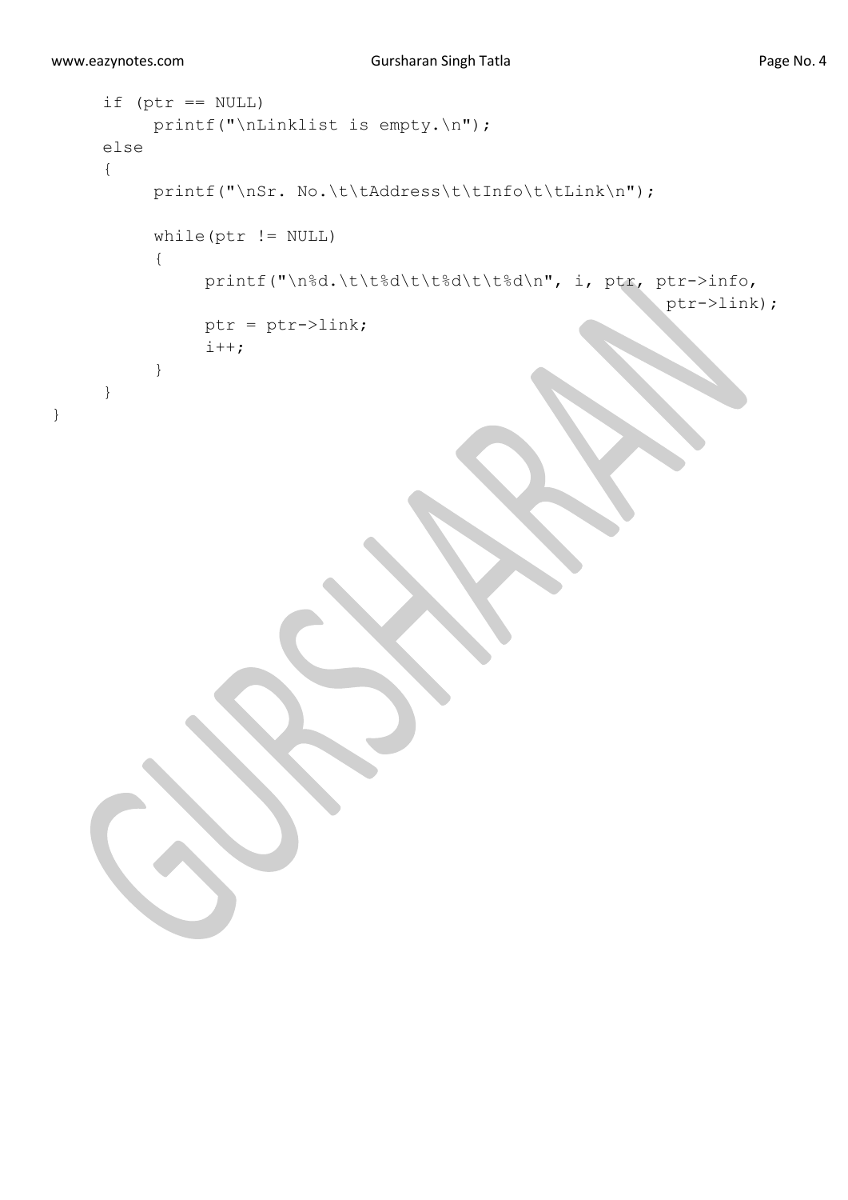```
	if (ptr == NULL)
		printf("\nLinklist is empty.\n");
	else
	{
		printf("\nSr. No.\t\tAddress\t\tInfo\t\tLink\n");

		while(ptr != NULL)
		{
			printf("\n%d.\t\t%d\t\t%d\t\t%d\n", i, ptr, ptr->info,
									ptr->link);
			ptr = ptr->link;
			i++;
		}
	}
}
```